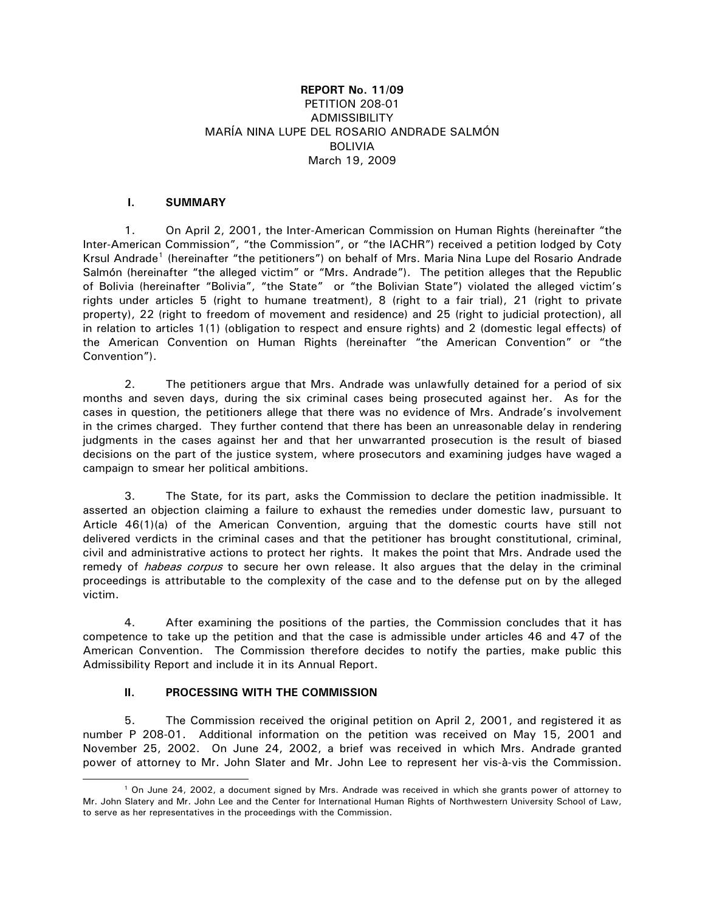**REPORT No. 11/09**
PETITION 208-01
ADMISSIBILITY
MARÍA NINA LUPE DEL ROSARIO ANDRADE SALMÓN
BOLIVIA
March 19, 2009

## I. SUMMARY

1. On April 2, 2001, the Inter-American Commission on Human Rights (hereinafter "the Inter-American Commission", "the Commission", or "the IACHR") received a petition lodged by Coty Krsul Andrade[1] (hereinafter "the petitioners") on behalf of Mrs. Maria Nina Lupe del Rosario Andrade Salmón (hereinafter "the alleged victim" or "Mrs. Andrade"). The petition alleges that the Republic of Bolivia (hereinafter "Bolivia", "the State" or "the Bolivian State") violated the alleged victim's rights under articles 5 (right to humane treatment), 8 (right to a fair trial), 21 (right to private property), 22 (right to freedom of movement and residence) and 25 (right to judicial protection), all in relation to articles 1(1) (obligation to respect and ensure rights) and 2 (domestic legal effects) of the American Convention on Human Rights (hereinafter "the American Convention" or "the Convention").

2. The petitioners argue that Mrs. Andrade was unlawfully detained for a period of six months and seven days, during the six criminal cases being prosecuted against her. As for the cases in question, the petitioners allege that there was no evidence of Mrs. Andrade's involvement in the crimes charged. They further contend that there has been an unreasonable delay in rendering judgments in the cases against her and that her unwarranted prosecution is the result of biased decisions on the part of the justice system, where prosecutors and examining judges have waged a campaign to smear her political ambitions.

3. The State, for its part, asks the Commission to declare the petition inadmissible. It asserted an objection claiming a failure to exhaust the remedies under domestic law, pursuant to Article 46(1)(a) of the American Convention, arguing that the domestic courts have still not delivered verdicts in the criminal cases and that the petitioner has brought constitutional, criminal, civil and administrative actions to protect her rights. It makes the point that Mrs. Andrade used the remedy of *habeas corpus* to secure her own release. It also argues that the delay in the criminal proceedings is attributable to the complexity of the case and to the defense put on by the alleged victim.

4. After examining the positions of the parties, the Commission concludes that it has competence to take up the petition and that the case is admissible under articles 46 and 47 of the American Convention. The Commission therefore decides to notify the parties, make public this Admissibility Report and include it in its Annual Report.

## II. PROCESSING WITH THE COMMISSION

5. The Commission received the original petition on April 2, 2001, and registered it as number P 208-01. Additional information on the petition was received on May 15, 2001 and November 25, 2002. On June 24, 2002, a brief was received in which Mrs. Andrade granted power of attorney to Mr. John Slater and Mr. John Lee to represent her vis-à-vis the Commission.

[1] On June 24, 2002, a document signed by Mrs. Andrade was received in which she grants power of attorney to Mr. John Slatery and Mr. John Lee and the Center for International Human Rights of Northwestern University School of Law, to serve as her representatives in the proceedings with the Commission.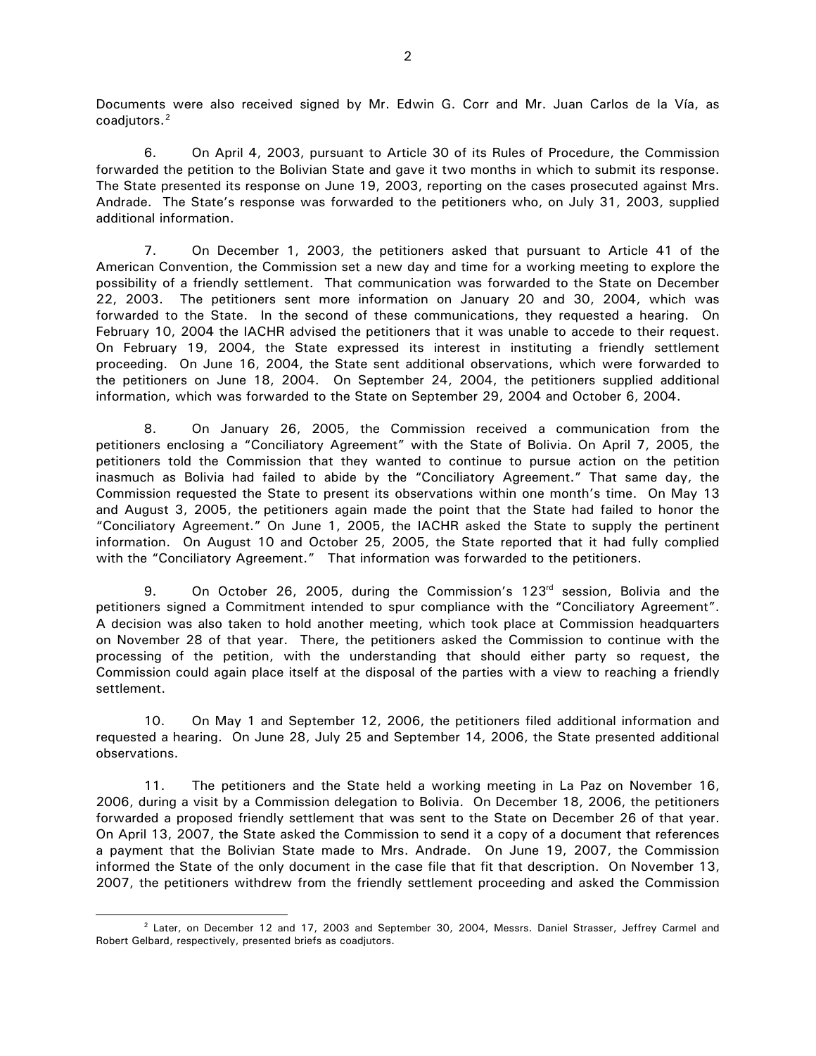Documents were also received signed by Mr. Edwin G. Corr and Mr. Juan Carlos de la Vía, as coadjutors.[2]

6. On April 4, 2003, pursuant to Article 30 of its Rules of Procedure, the Commission forwarded the petition to the Bolivian State and gave it two months in which to submit its response. The State presented its response on June 19, 2003, reporting on the cases prosecuted against Mrs. Andrade. The State's response was forwarded to the petitioners who, on July 31, 2003, supplied additional information.

7. On December 1, 2003, the petitioners asked that pursuant to Article 41 of the American Convention, the Commission set a new day and time for a working meeting to explore the possibility of a friendly settlement. That communication was forwarded to the State on December 22, 2003. The petitioners sent more information on January 20 and 30, 2004, which was forwarded to the State. In the second of these communications, they requested a hearing. On February 10, 2004 the IACHR advised the petitioners that it was unable to accede to their request. On February 19, 2004, the State expressed its interest in instituting a friendly settlement proceeding. On June 16, 2004, the State sent additional observations, which were forwarded to the petitioners on June 18, 2004. On September 24, 2004, the petitioners supplied additional information, which was forwarded to the State on September 29, 2004 and October 6, 2004.

8. On January 26, 2005, the Commission received a communication from the petitioners enclosing a "Conciliatory Agreement" with the State of Bolivia. On April 7, 2005, the petitioners told the Commission that they wanted to continue to pursue action on the petition inasmuch as Bolivia had failed to abide by the "Conciliatory Agreement." That same day, the Commission requested the State to present its observations within one month's time. On May 13 and August 3, 2005, the petitioners again made the point that the State had failed to honor the "Conciliatory Agreement." On June 1, 2005, the IACHR asked the State to supply the pertinent information. On August 10 and October 25, 2005, the State reported that it had fully complied with the "Conciliatory Agreement." That information was forwarded to the petitioners.

9. On October 26, 2005, during the Commission's 123rd session, Bolivia and the petitioners signed a Commitment intended to spur compliance with the "Conciliatory Agreement". A decision was also taken to hold another meeting, which took place at Commission headquarters on November 28 of that year. There, the petitioners asked the Commission to continue with the processing of the petition, with the understanding that should either party so request, the Commission could again place itself at the disposal of the parties with a view to reaching a friendly settlement.

10. On May 1 and September 12, 2006, the petitioners filed additional information and requested a hearing. On June 28, July 25 and September 14, 2006, the State presented additional observations.

11. The petitioners and the State held a working meeting in La Paz on November 16, 2006, during a visit by a Commission delegation to Bolivia. On December 18, 2006, the petitioners forwarded a proposed friendly settlement that was sent to the State on December 26 of that year. On April 13, 2007, the State asked the Commission to send it a copy of a document that references a payment that the Bolivian State made to Mrs. Andrade. On June 19, 2007, the Commission informed the State of the only document in the case file that fit that description. On November 13, 2007, the petitioners withdrew from the friendly settlement proceeding and asked the Commission

---

[2] Later, on December 12 and 17, 2003 and September 30, 2004, Messrs. Daniel Strasser, Jeffrey Carmel and Robert Gelbard, respectively, presented briefs as coadjutors.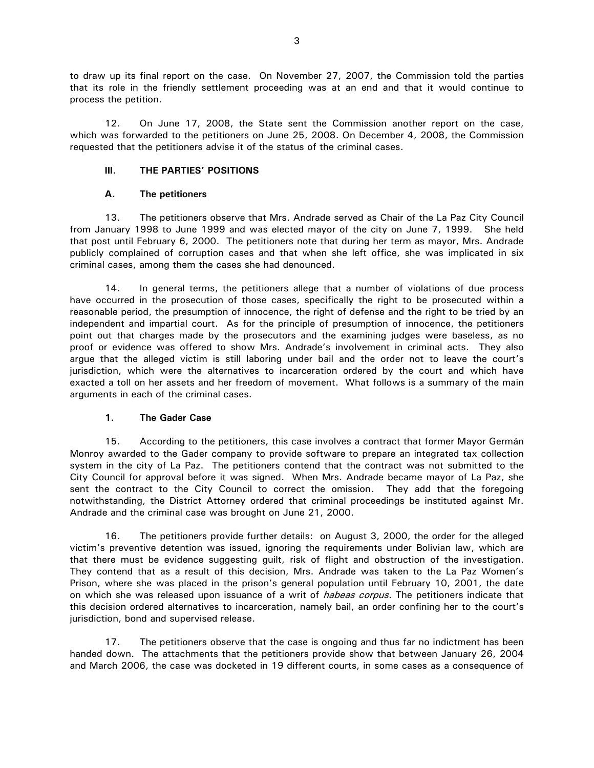to draw up its final report on the case. On November 27, 2007, the Commission told the parties that its role in the friendly settlement proceeding was at an end and that it would continue to process the petition.

12. On June 17, 2008, the State sent the Commission another report on the case, which was forwarded to the petitioners on June 25, 2008. On December 4, 2008, the Commission requested that the petitioners advise it of the status of the criminal cases.

## III. THE PARTIES' POSITIONS

### A. The petitioners

13. The petitioners observe that Mrs. Andrade served as Chair of the La Paz City Council from January 1998 to June 1999 and was elected mayor of the city on June 7, 1999. She held that post until February 6, 2000. The petitioners note that during her term as mayor, Mrs. Andrade publicly complained of corruption cases and that when she left office, she was implicated in six criminal cases, among them the cases she had denounced.

14. In general terms, the petitioners allege that a number of violations of due process have occurred in the prosecution of those cases, specifically the right to be prosecuted within a reasonable period, the presumption of innocence, the right of defense and the right to be tried by an independent and impartial court. As for the principle of presumption of innocence, the petitioners point out that charges made by the prosecutors and the examining judges were baseless, as no proof or evidence was offered to show Mrs. Andrade's involvement in criminal acts. They also argue that the alleged victim is still laboring under bail and the order not to leave the court's jurisdiction, which were the alternatives to incarceration ordered by the court and which have exacted a toll on her assets and her freedom of movement. What follows is a summary of the main arguments in each of the criminal cases.

#### 1. The Gader Case

15. According to the petitioners, this case involves a contract that former Mayor Germán Monroy awarded to the Gader company to provide software to prepare an integrated tax collection system in the city of La Paz. The petitioners contend that the contract was not submitted to the City Council for approval before it was signed. When Mrs. Andrade became mayor of La Paz, she sent the contract to the City Council to correct the omission. They add that the foregoing notwithstanding, the District Attorney ordered that criminal proceedings be instituted against Mr. Andrade and the criminal case was brought on June 21, 2000.

16. The petitioners provide further details: on August 3, 2000, the order for the alleged victim's preventive detention was issued, ignoring the requirements under Bolivian law, which are that there must be evidence suggesting guilt, risk of flight and obstruction of the investigation. They contend that as a result of this decision, Mrs. Andrade was taken to the La Paz Women's Prison, where she was placed in the prison's general population until February 10, 2001, the date on which she was released upon issuance of a writ of *habeas corpus.* The petitioners indicate that this decision ordered alternatives to incarceration, namely bail, an order confining her to the court's jurisdiction, bond and supervised release.

17. The petitioners observe that the case is ongoing and thus far no indictment has been handed down. The attachments that the petitioners provide show that between January 26, 2004 and March 2006, the case was docketed in 19 different courts, in some cases as a consequence of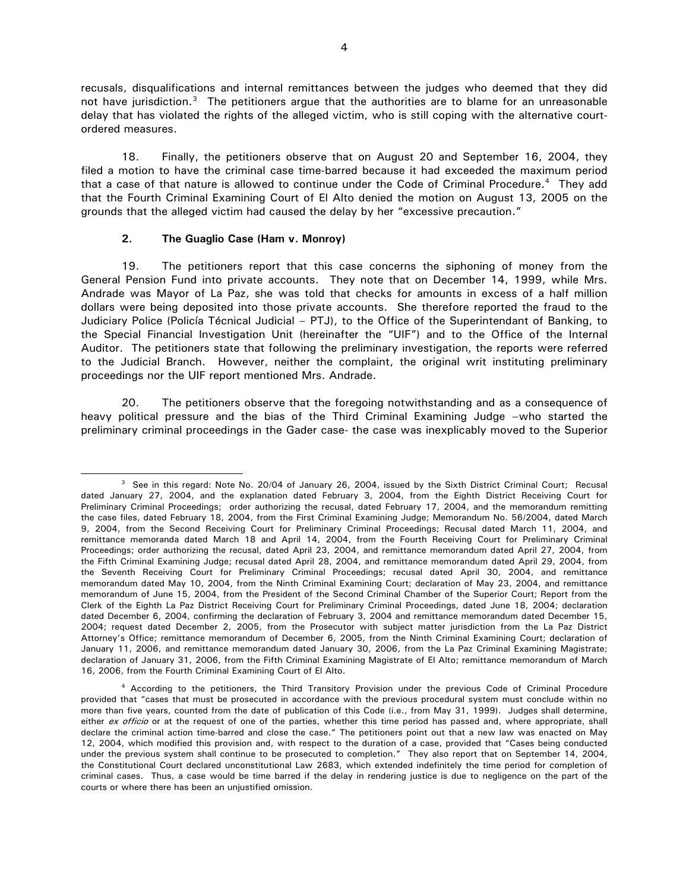recusals, disqualifications and internal remittances between the judges who deemed that they did not have jurisdiction.[3] The petitioners argue that the authorities are to blame for an unreasonable delay that has violated the rights of the alleged victim, who is still coping with the alternative court-ordered measures.

18. Finally, the petitioners observe that on August 20 and September 16, 2004, they filed a motion to have the criminal case time-barred because it had exceeded the maximum period that a case of that nature is allowed to continue under the Code of Criminal Procedure.[4] They add that the Fourth Criminal Examining Court of El Alto denied the motion on August 13, 2005 on the grounds that the alleged victim had caused the delay by her "excessive precaution."

**2. The Guaglio Case (Ham v. Monroy)**

19. The petitioners report that this case concerns the siphoning of money from the General Pension Fund into private accounts. They note that on December 14, 1999, while Mrs. Andrade was Mayor of La Paz, she was told that checks for amounts in excess of a half million dollars were being deposited into those private accounts. She therefore reported the fraud to the Judiciary Police (Policía Técnical Judicial – PTJ), to the Office of the Superintendant of Banking, to the Special Financial Investigation Unit (hereinafter the "UIF") and to the Office of the Internal Auditor. The petitioners state that following the preliminary investigation, the reports were referred to the Judicial Branch. However, neither the complaint, the original writ instituting preliminary proceedings nor the UIF report mentioned Mrs. Andrade.

20. The petitioners observe that the foregoing notwithstanding and as a consequence of heavy political pressure and the bias of the Third Criminal Examining Judge –who started the preliminary criminal proceedings in the Gader case- the case was inexplicably moved to the Superior

---

[3] See in this regard: Note No. 20/04 of January 26, 2004, issued by the Sixth District Criminal Court; Recusal dated January 27, 2004, and the explanation dated February 3, 2004, from the Eighth District Receiving Court for Preliminary Criminal Proceedings; order authorizing the recusal, dated February 17, 2004, and the memorandum remitting the case files, dated February 18, 2004, from the First Criminal Examining Judge; Memorandum No. 56/2004, dated March 9, 2004, from the Second Receiving Court for Preliminary Criminal Proceedings; Recusal dated March 11, 2004, and remittance memoranda dated March 18 and April 14, 2004, from the Fourth Receiving Court for Preliminary Criminal Proceedings; order authorizing the recusal, dated April 23, 2004, and remittance memorandum dated April 27, 2004, from the Fifth Criminal Examining Judge; recusal dated April 28, 2004, and remittance memorandum dated April 29, 2004, from the Seventh Receiving Court for Preliminary Criminal Proceedings; recusal dated April 30, 2004, and remittance memorandum dated May 10, 2004, from the Ninth Criminal Examining Court; declaration of May 23, 2004, and remittance memorandum of June 15, 2004, from the President of the Second Criminal Chamber of the Superior Court; Report from the Clerk of the Eighth La Paz District Receiving Court for Preliminary Criminal Proceedings, dated June 18, 2004; declaration dated December 6, 2004, confirming the declaration of February 3, 2004 and remittance memorandum dated December 15, 2004; request dated December 2, 2005, from the Prosecutor with subject matter jurisdiction from the La Paz District Attorney's Office; remittance memorandum of December 6, 2005, from the Ninth Criminal Examining Court; declaration of January 11, 2006, and remittance memorandum dated January 30, 2006, from the La Paz Criminal Examining Magistrate; declaration of January 31, 2006, from the Fifth Criminal Examining Magistrate of El Alto; remittance memorandum of March 16, 2006, from the Fourth Criminal Examining Court of El Alto.

[4] According to the petitioners, the Third Transitory Provision under the previous Code of Criminal Procedure provided that "cases that must be prosecuted in accordance with the previous procedural system must conclude within no more than five years, counted from the date of publication of this Code (i.e., from May 31, 1999). Judges shall determine, either *ex officio* or at the request of one of the parties, whether this time period has passed and, where appropriate, shall declare the criminal action time-barred and close the case." The petitioners point out that a new law was enacted on May 12, 2004, which modified this provision and, with respect to the duration of a case, provided that "Cases being conducted under the previous system shall continue to be prosecuted to completion." They also report that on September 14, 2004, the Constitutional Court declared unconstitutional Law 2683, which extended indefinitely the time period for completion of criminal cases. Thus, a case would be time barred if the delay in rendering justice is due to negligence on the part of the courts or where there has been an unjustified omission.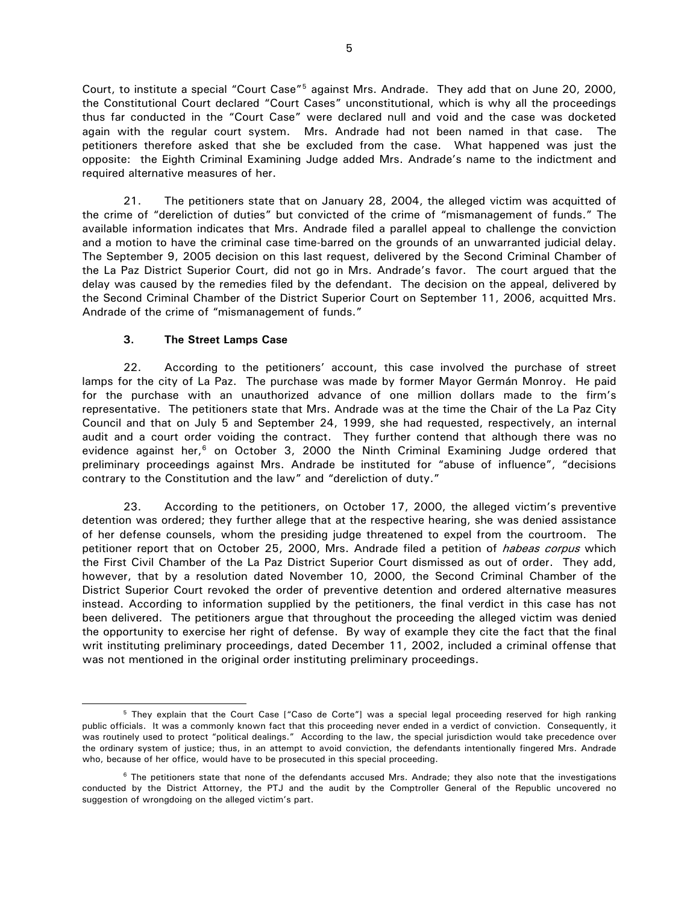Court, to institute a special "Court Case"[5] against Mrs. Andrade. They add that on June 20, 2000, the Constitutional Court declared "Court Cases" unconstitutional, which is why all the proceedings thus far conducted in the "Court Case" were declared null and void and the case was docketed again with the regular court system. Mrs. Andrade had not been named in that case. The petitioners therefore asked that she be excluded from the case. What happened was just the opposite: the Eighth Criminal Examining Judge added Mrs. Andrade's name to the indictment and required alternative measures of her.

21. The petitioners state that on January 28, 2004, the alleged victim was acquitted of the crime of "dereliction of duties" but convicted of the crime of "mismanagement of funds." The available information indicates that Mrs. Andrade filed a parallel appeal to challenge the conviction and a motion to have the criminal case time-barred on the grounds of an unwarranted judicial delay. The September 9, 2005 decision on this last request, delivered by the Second Criminal Chamber of the La Paz District Superior Court, did not go in Mrs. Andrade's favor. The court argued that the delay was caused by the remedies filed by the defendant. The decision on the appeal, delivered by the Second Criminal Chamber of the District Superior Court on September 11, 2006, acquitted Mrs. Andrade of the crime of "mismanagement of funds."

### 3. The Street Lamps Case

22. According to the petitioners' account, this case involved the purchase of street lamps for the city of La Paz. The purchase was made by former Mayor Germán Monroy. He paid for the purchase with an unauthorized advance of one million dollars made to the firm's representative. The petitioners state that Mrs. Andrade was at the time the Chair of the La Paz City Council and that on July 5 and September 24, 1999, she had requested, respectively, an internal audit and a court order voiding the contract. They further contend that although there was no evidence against her,[6] on October 3, 2000 the Ninth Criminal Examining Judge ordered that preliminary proceedings against Mrs. Andrade be instituted for "abuse of influence", "decisions contrary to the Constitution and the law" and "dereliction of duty."

23. According to the petitioners, on October 17, 2000, the alleged victim's preventive detention was ordered; they further allege that at the respective hearing, she was denied assistance of her defense counsels, whom the presiding judge threatened to expel from the courtroom. The petitioner report that on October 25, 2000, Mrs. Andrade filed a petition of *habeas corpus* which the First Civil Chamber of the La Paz District Superior Court dismissed as out of order. They add, however, that by a resolution dated November 10, 2000, the Second Criminal Chamber of the District Superior Court revoked the order of preventive detention and ordered alternative measures instead. According to information supplied by the petitioners, the final verdict in this case has not been delivered. The petitioners argue that throughout the proceeding the alleged victim was denied the opportunity to exercise her right of defense. By way of example they cite the fact that the final writ instituting preliminary proceedings, dated December 11, 2002, included a criminal offense that was not mentioned in the original order instituting preliminary proceedings.

---

[5] They explain that the Court Case ["Caso de Corte"] was a special legal proceeding reserved for high ranking public officials. It was a commonly known fact that this proceeding never ended in a verdict of conviction. Consequently, it was routinely used to protect "political dealings." According to the law, the special jurisdiction would take precedence over the ordinary system of justice; thus, in an attempt to avoid conviction, the defendants intentionally fingered Mrs. Andrade who, because of her office, would have to be prosecuted in this special proceeding.

[6] The petitioners state that none of the defendants accused Mrs. Andrade; they also note that the investigations conducted by the District Attorney, the PTJ and the audit by the Comptroller General of the Republic uncovered no suggestion of wrongdoing on the alleged victim's part.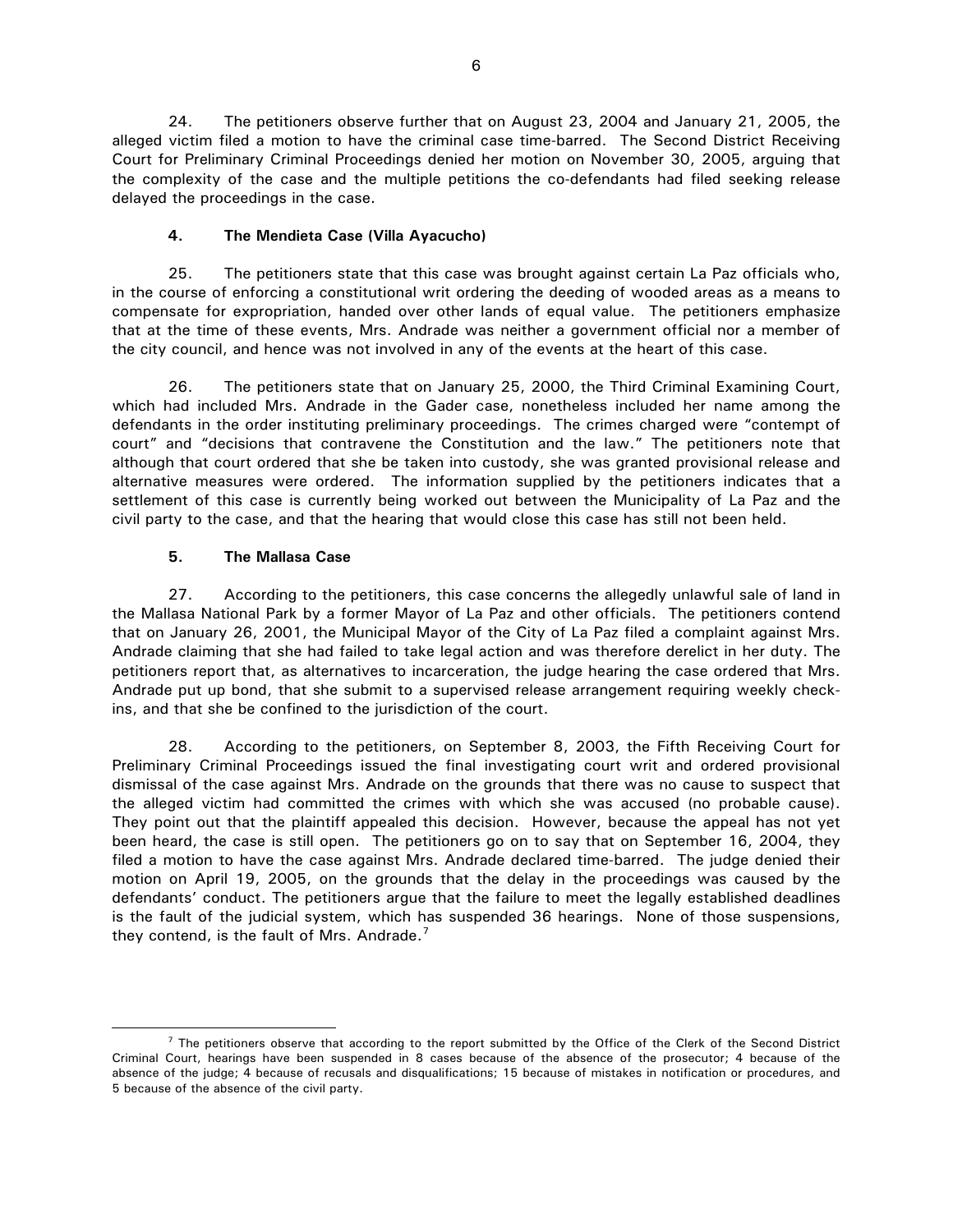24. The petitioners observe further that on August 23, 2004 and January 21, 2005, the alleged victim filed a motion to have the criminal case time-barred. The Second District Receiving Court for Preliminary Criminal Proceedings denied her motion on November 30, 2005, arguing that the complexity of the case and the multiple petitions the co-defendants had filed seeking release delayed the proceedings in the case.

#### 4. The Mendieta Case (Villa Ayacucho)

25. The petitioners state that this case was brought against certain La Paz officials who, in the course of enforcing a constitutional writ ordering the deeding of wooded areas as a means to compensate for expropriation, handed over other lands of equal value. The petitioners emphasize that at the time of these events, Mrs. Andrade was neither a government official nor a member of the city council, and hence was not involved in any of the events at the heart of this case.

26. The petitioners state that on January 25, 2000, the Third Criminal Examining Court, which had included Mrs. Andrade in the Gader case, nonetheless included her name among the defendants in the order instituting preliminary proceedings. The crimes charged were "contempt of court" and "decisions that contravene the Constitution and the law." The petitioners note that although that court ordered that she be taken into custody, she was granted provisional release and alternative measures were ordered. The information supplied by the petitioners indicates that a settlement of this case is currently being worked out between the Municipality of La Paz and the civil party to the case, and that the hearing that would close this case has still not been held.

#### 5. The Mallasa Case

27. According to the petitioners, this case concerns the allegedly unlawful sale of land in the Mallasa National Park by a former Mayor of La Paz and other officials. The petitioners contend that on January 26, 2001, the Municipal Mayor of the City of La Paz filed a complaint against Mrs. Andrade claiming that she had failed to take legal action and was therefore derelict in her duty. The petitioners report that, as alternatives to incarceration, the judge hearing the case ordered that Mrs. Andrade put up bond, that she submit to a supervised release arrangement requiring weekly check-ins, and that she be confined to the jurisdiction of the court.

28. According to the petitioners, on September 8, 2003, the Fifth Receiving Court for Preliminary Criminal Proceedings issued the final investigating court writ and ordered provisional dismissal of the case against Mrs. Andrade on the grounds that there was no cause to suspect that the alleged victim had committed the crimes with which she was accused (no probable cause). They point out that the plaintiff appealed this decision. However, because the appeal has not yet been heard, the case is still open. The petitioners go on to say that on September 16, 2004, they filed a motion to have the case against Mrs. Andrade declared time-barred. The judge denied their motion on April 19, 2005, on the grounds that the delay in the proceedings was caused by the defendants' conduct. The petitioners argue that the failure to meet the legally established deadlines is the fault of the judicial system, which has suspended 36 hearings. None of those suspensions, they contend, is the fault of Mrs. Andrade.[7]

---

[7] The petitioners observe that according to the report submitted by the Office of the Clerk of the Second District Criminal Court, hearings have been suspended in 8 cases because of the absence of the prosecutor; 4 because of the absence of the judge; 4 because of recusals and disqualifications; 15 because of mistakes in notification or procedures, and 5 because of the absence of the civil party.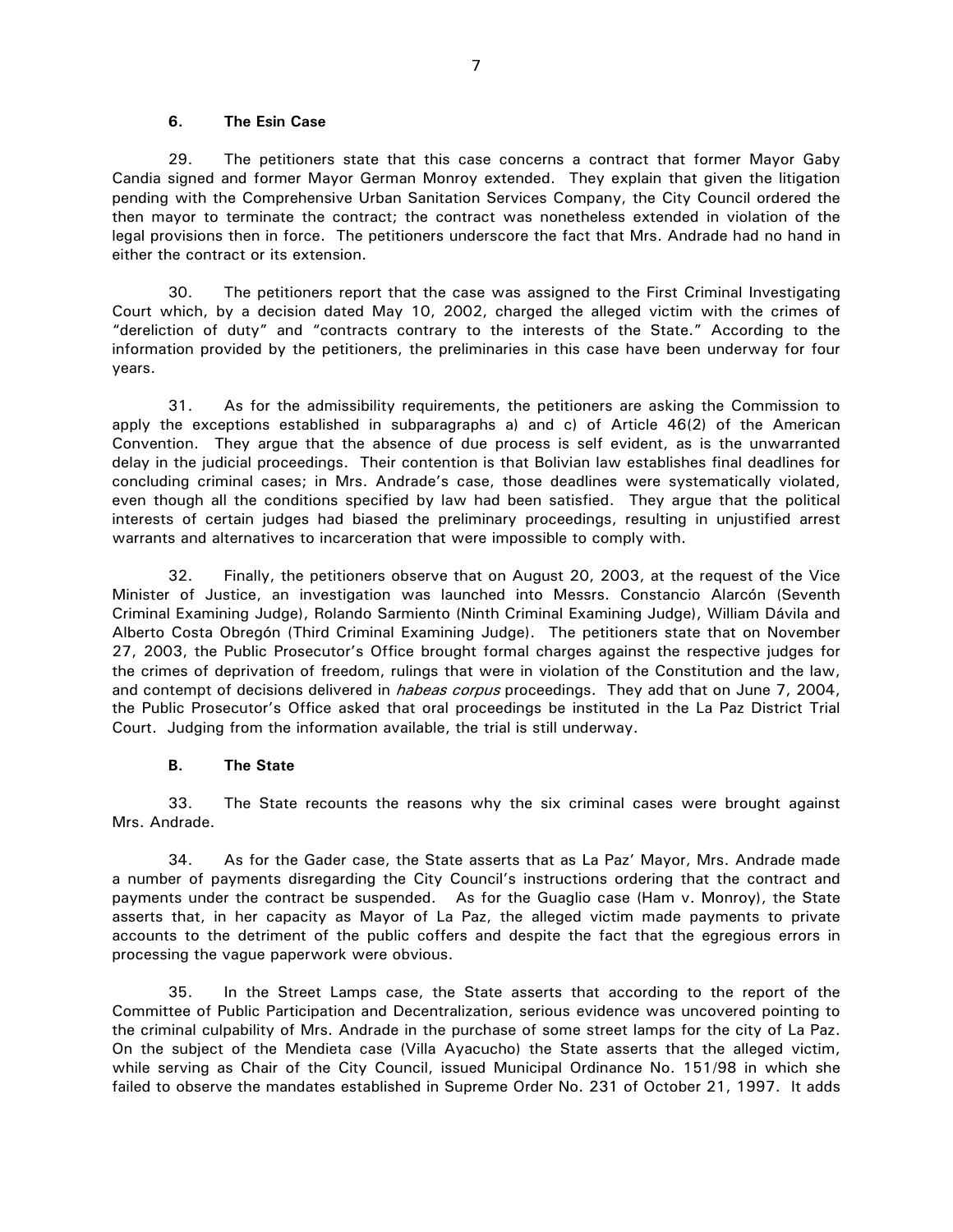### 6. The Esin Case

29. The petitioners state that this case concerns a contract that former Mayor Gaby Candia signed and former Mayor German Monroy extended. They explain that given the litigation pending with the Comprehensive Urban Sanitation Services Company, the City Council ordered the then mayor to terminate the contract; the contract was nonetheless extended in violation of the legal provisions then in force. The petitioners underscore the fact that Mrs. Andrade had no hand in either the contract or its extension.

30. The petitioners report that the case was assigned to the First Criminal Investigating Court which, by a decision dated May 10, 2002, charged the alleged victim with the crimes of "dereliction of duty" and "contracts contrary to the interests of the State." According to the information provided by the petitioners, the preliminaries in this case have been underway for four years.

31. As for the admissibility requirements, the petitioners are asking the Commission to apply the exceptions established in subparagraphs a) and c) of Article 46(2) of the American Convention. They argue that the absence of due process is self evident, as is the unwarranted delay in the judicial proceedings. Their contention is that Bolivian law establishes final deadlines for concluding criminal cases; in Mrs. Andrade's case, those deadlines were systematically violated, even though all the conditions specified by law had been satisfied. They argue that the political interests of certain judges had biased the preliminary proceedings, resulting in unjustified arrest warrants and alternatives to incarceration that were impossible to comply with.

32. Finally, the petitioners observe that on August 20, 2003, at the request of the Vice Minister of Justice, an investigation was launched into Messrs. Constancio Alarcón (Seventh Criminal Examining Judge), Rolando Sarmiento (Ninth Criminal Examining Judge), William Dávila and Alberto Costa Obregón (Third Criminal Examining Judge). The petitioners state that on November 27, 2003, the Public Prosecutor's Office brought formal charges against the respective judges for the crimes of deprivation of freedom, rulings that were in violation of the Constitution and the law, and contempt of decisions delivered in *habeas corpus* proceedings. They add that on June 7, 2004, the Public Prosecutor's Office asked that oral proceedings be instituted in the La Paz District Trial Court. Judging from the information available, the trial is still underway.

### B. The State

33. The State recounts the reasons why the six criminal cases were brought against Mrs. Andrade.

34. As for the Gader case, the State asserts that as La Paz' Mayor, Mrs. Andrade made a number of payments disregarding the City Council's instructions ordering that the contract and payments under the contract be suspended. As for the Guaglio case (Ham v. Monroy), the State asserts that, in her capacity as Mayor of La Paz, the alleged victim made payments to private accounts to the detriment of the public coffers and despite the fact that the egregious errors in processing the vague paperwork were obvious.

35. In the Street Lamps case, the State asserts that according to the report of the Committee of Public Participation and Decentralization, serious evidence was uncovered pointing to the criminal culpability of Mrs. Andrade in the purchase of some street lamps for the city of La Paz. On the subject of the Mendieta case (Villa Ayacucho) the State asserts that the alleged victim, while serving as Chair of the City Council, issued Municipal Ordinance No. 151/98 in which she failed to observe the mandates established in Supreme Order No. 231 of October 21, 1997. It adds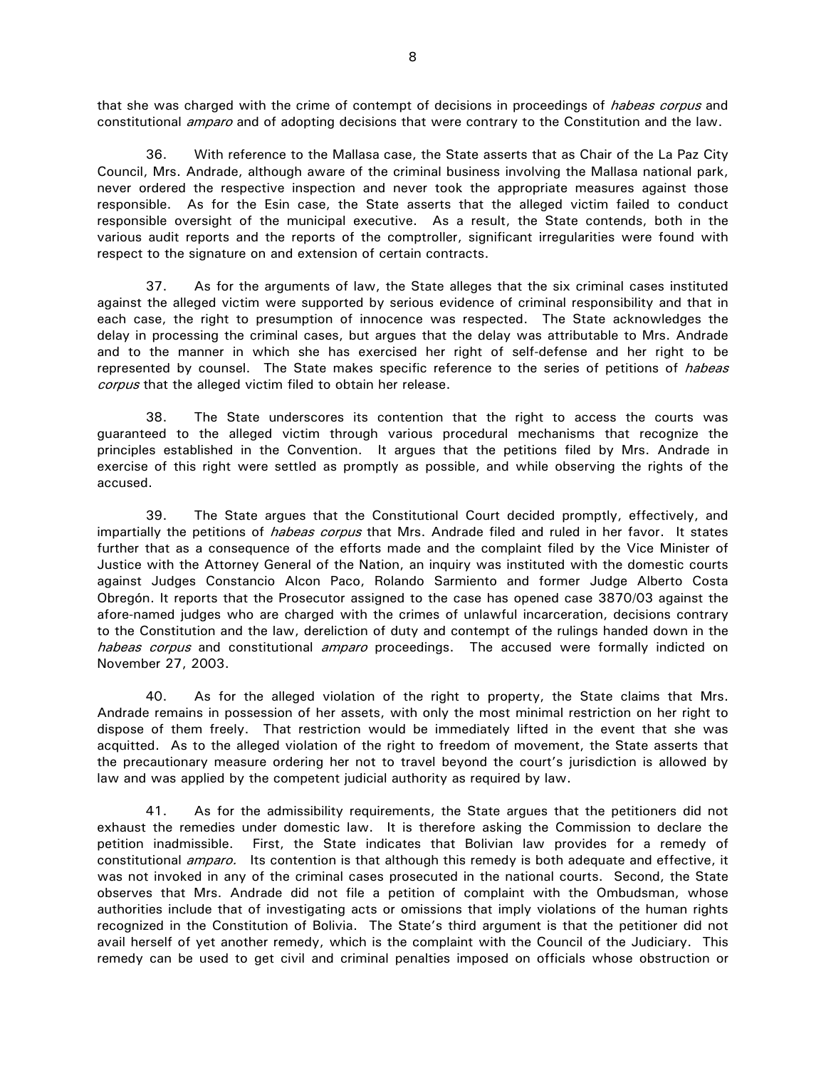that she was charged with the crime of contempt of decisions in proceedings of *habeas corpus* and constitutional *amparo* and of adopting decisions that were contrary to the Constitution and the law.

36. With reference to the Mallasa case, the State asserts that as Chair of the La Paz City Council, Mrs. Andrade, although aware of the criminal business involving the Mallasa national park, never ordered the respective inspection and never took the appropriate measures against those responsible. As for the Esin case, the State asserts that the alleged victim failed to conduct responsible oversight of the municipal executive. As a result, the State contends, both in the various audit reports and the reports of the comptroller, significant irregularities were found with respect to the signature on and extension of certain contracts.

37. As for the arguments of law, the State alleges that the six criminal cases instituted against the alleged victim were supported by serious evidence of criminal responsibility and that in each case, the right to presumption of innocence was respected. The State acknowledges the delay in processing the criminal cases, but argues that the delay was attributable to Mrs. Andrade and to the manner in which she has exercised her right of self-defense and her right to be represented by counsel. The State makes specific reference to the series of petitions of *habeas corpus* that the alleged victim filed to obtain her release.

38. The State underscores its contention that the right to access the courts was guaranteed to the alleged victim through various procedural mechanisms that recognize the principles established in the Convention. It argues that the petitions filed by Mrs. Andrade in exercise of this right were settled as promptly as possible, and while observing the rights of the accused.

39. The State argues that the Constitutional Court decided promptly, effectively, and impartially the petitions of *habeas corpus* that Mrs. Andrade filed and ruled in her favor. It states further that as a consequence of the efforts made and the complaint filed by the Vice Minister of Justice with the Attorney General of the Nation, an inquiry was instituted with the domestic courts against Judges Constancio Alcon Paco, Rolando Sarmiento and former Judge Alberto Costa Obregón. It reports that the Prosecutor assigned to the case has opened case 3870/03 against the afore-named judges who are charged with the crimes of unlawful incarceration, decisions contrary to the Constitution and the law, dereliction of duty and contempt of the rulings handed down in the *habeas corpus* and constitutional *amparo* proceedings. The accused were formally indicted on November 27, 2003.

40. As for the alleged violation of the right to property, the State claims that Mrs. Andrade remains in possession of her assets, with only the most minimal restriction on her right to dispose of them freely. That restriction would be immediately lifted in the event that she was acquitted. As to the alleged violation of the right to freedom of movement, the State asserts that the precautionary measure ordering her not to travel beyond the court's jurisdiction is allowed by law and was applied by the competent judicial authority as required by law.

41. As for the admissibility requirements, the State argues that the petitioners did not exhaust the remedies under domestic law. It is therefore asking the Commission to declare the petition inadmissible. First, the State indicates that Bolivian law provides for a remedy of constitutional *amparo.* Its contention is that although this remedy is both adequate and effective, it was not invoked in any of the criminal cases prosecuted in the national courts. Second, the State observes that Mrs. Andrade did not file a petition of complaint with the Ombudsman, whose authorities include that of investigating acts or omissions that imply violations of the human rights recognized in the Constitution of Bolivia. The State's third argument is that the petitioner did not avail herself of yet another remedy, which is the complaint with the Council of the Judiciary. This remedy can be used to get civil and criminal penalties imposed on officials whose obstruction or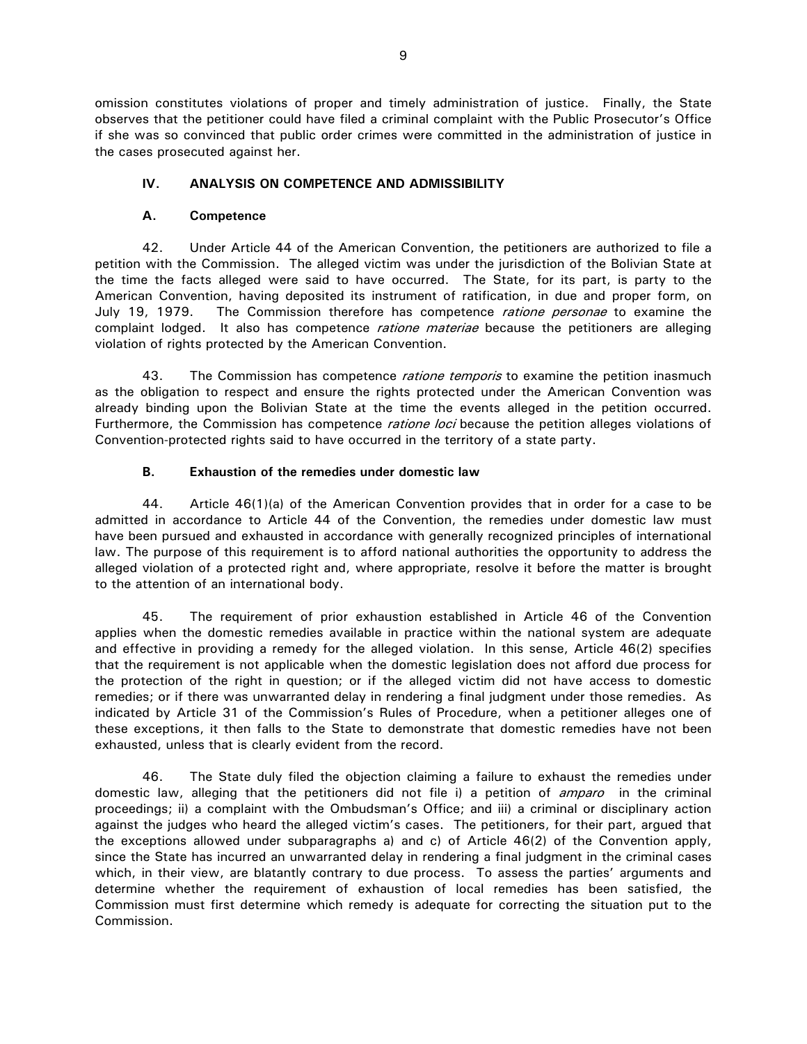omission constitutes violations of proper and timely administration of justice. Finally, the State observes that the petitioner could have filed a criminal complaint with the Public Prosecutor's Office if she was so convinced that public order crimes were committed in the administration of justice in the cases prosecuted against her.

## IV. ANALYSIS ON COMPETENCE AND ADMISSIBILITY

### A. Competence

42. Under Article 44 of the American Convention, the petitioners are authorized to file a petition with the Commission. The alleged victim was under the jurisdiction of the Bolivian State at the time the facts alleged were said to have occurred. The State, for its part, is party to the American Convention, having deposited its instrument of ratification, in due and proper form, on July 19, 1979. The Commission therefore has competence *ratione personae* to examine the complaint lodged. It also has competence *ratione materiae* because the petitioners are alleging violation of rights protected by the American Convention.

43. The Commission has competence *ratione temporis* to examine the petition inasmuch as the obligation to respect and ensure the rights protected under the American Convention was already binding upon the Bolivian State at the time the events alleged in the petition occurred. Furthermore, the Commission has competence *ratione loci* because the petition alleges violations of Convention-protected rights said to have occurred in the territory of a state party.

### B. Exhaustion of the remedies under domestic law

44. Article 46(1)(a) of the American Convention provides that in order for a case to be admitted in accordance to Article 44 of the Convention, the remedies under domestic law must have been pursued and exhausted in accordance with generally recognized principles of international law. The purpose of this requirement is to afford national authorities the opportunity to address the alleged violation of a protected right and, where appropriate, resolve it before the matter is brought to the attention of an international body.

45. The requirement of prior exhaustion established in Article 46 of the Convention applies when the domestic remedies available in practice within the national system are adequate and effective in providing a remedy for the alleged violation. In this sense, Article 46(2) specifies that the requirement is not applicable when the domestic legislation does not afford due process for the protection of the right in question; or if the alleged victim did not have access to domestic remedies; or if there was unwarranted delay in rendering a final judgment under those remedies. As indicated by Article 31 of the Commission's Rules of Procedure, when a petitioner alleges one of these exceptions, it then falls to the State to demonstrate that domestic remedies have not been exhausted, unless that is clearly evident from the record.

46. The State duly filed the objection claiming a failure to exhaust the remedies under domestic law, alleging that the petitioners did not file i) a petition of *amparo* in the criminal proceedings; ii) a complaint with the Ombudsman's Office; and iii) a criminal or disciplinary action against the judges who heard the alleged victim's cases. The petitioners, for their part, argued that the exceptions allowed under subparagraphs a) and c) of Article 46(2) of the Convention apply, since the State has incurred an unwarranted delay in rendering a final judgment in the criminal cases which, in their view, are blatantly contrary to due process. To assess the parties' arguments and determine whether the requirement of exhaustion of local remedies has been satisfied, the Commission must first determine which remedy is adequate for correcting the situation put to the Commission.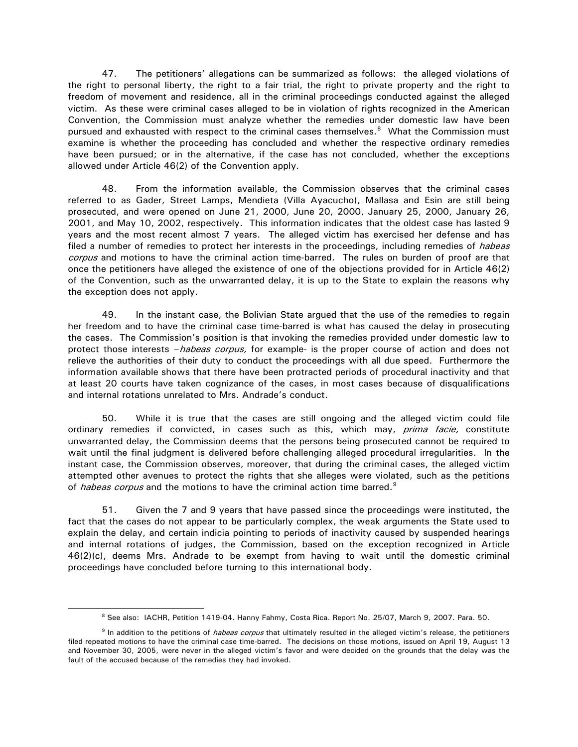47. The petitioners' allegations can be summarized as follows: the alleged violations of the right to personal liberty, the right to a fair trial, the right to private property and the right to freedom of movement and residence, all in the criminal proceedings conducted against the alleged victim. As these were criminal cases alleged to be in violation of rights recognized in the American Convention, the Commission must analyze whether the remedies under domestic law have been pursued and exhausted with respect to the criminal cases themselves.[8] What the Commission must examine is whether the proceeding has concluded and whether the respective ordinary remedies have been pursued; or in the alternative, if the case has not concluded, whether the exceptions allowed under Article 46(2) of the Convention apply.

48. From the information available, the Commission observes that the criminal cases referred to as Gader, Street Lamps, Mendieta (Villa Ayacucho), Mallasa and Esin are still being prosecuted, and were opened on June 21, 2000, June 20, 2000, January 25, 2000, January 26, 2001, and May 10, 2002, respectively. This information indicates that the oldest case has lasted 9 years and the most recent almost 7 years. The alleged victim has exercised her defense and has filed a number of remedies to protect her interests in the proceedings, including remedies of *habeas corpus* and motions to have the criminal action time-barred. The rules on burden of proof are that once the petitioners have alleged the existence of one of the objections provided for in Article 46(2) of the Convention, such as the unwarranted delay, it is up to the State to explain the reasons why the exception does not apply.

49. In the instant case, the Bolivian State argued that the use of the remedies to regain her freedom and to have the criminal case time-barred is what has caused the delay in prosecuting the cases. The Commission's position is that invoking the remedies provided under domestic law to protect those interests –*habeas corpus,* for example- is the proper course of action and does not relieve the authorities of their duty to conduct the proceedings with all due speed. Furthermore the information available shows that there have been protracted periods of procedural inactivity and that at least 20 courts have taken cognizance of the cases, in most cases because of disqualifications and internal rotations unrelated to Mrs. Andrade's conduct.

50. While it is true that the cases are still ongoing and the alleged victim could file ordinary remedies if convicted, in cases such as this, which may, *prima facie,* constitute unwarranted delay, the Commission deems that the persons being prosecuted cannot be required to wait until the final judgment is delivered before challenging alleged procedural irregularities. In the instant case, the Commission observes, moreover, that during the criminal cases, the alleged victim attempted other avenues to protect the rights that she alleges were violated, such as the petitions of *habeas corpus* and the motions to have the criminal action time barred.[9]

51. Given the 7 and 9 years that have passed since the proceedings were instituted, the fact that the cases do not appear to be particularly complex, the weak arguments the State used to explain the delay, and certain indicia pointing to periods of inactivity caused by suspended hearings and internal rotations of judges, the Commission, based on the exception recognized in Article 46(2)(c), deems Mrs. Andrade to be exempt from having to wait until the domestic criminal proceedings have concluded before turning to this international body.

---

[8] See also: IACHR, Petition 1419-04. Hanny Fahmy, Costa Rica. Report No. 25/07, March 9, 2007. Para. 50.

[9] In addition to the petitions of *habeas corpus* that ultimately resulted in the alleged victim's release, the petitioners filed repeated motions to have the criminal case time-barred. The decisions on those motions, issued on April 19, August 13 and November 30, 2005, were never in the alleged victim's favor and were decided on the grounds that the delay was the fault of the accused because of the remedies they had invoked.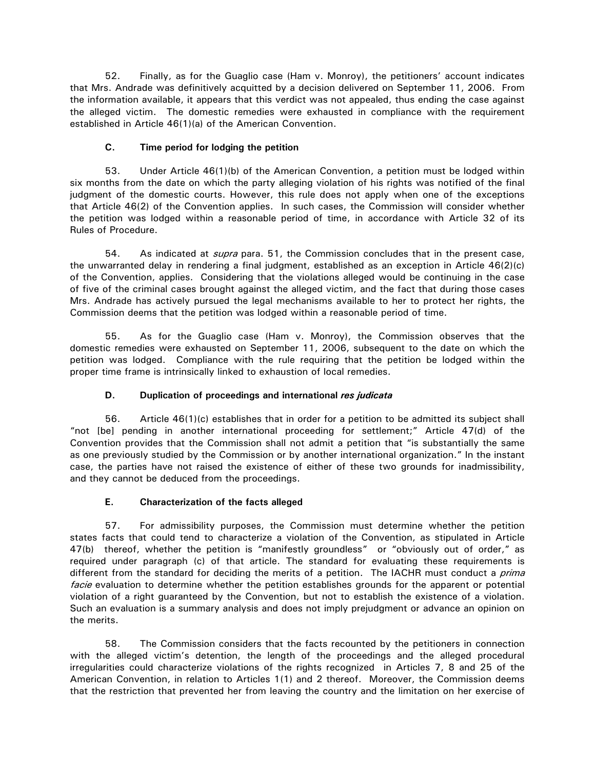52. Finally, as for the Guaglio case (Ham v. Monroy), the petitioners' account indicates that Mrs. Andrade was definitively acquitted by a decision delivered on September 11, 2006. From the information available, it appears that this verdict was not appealed, thus ending the case against the alleged victim. The domestic remedies were exhausted in compliance with the requirement established in Article 46(1)(a) of the American Convention.

### C. Time period for lodging the petition

53. Under Article 46(1)(b) of the American Convention, a petition must be lodged within six months from the date on which the party alleging violation of his rights was notified of the final judgment of the domestic courts. However, this rule does not apply when one of the exceptions that Article 46(2) of the Convention applies. In such cases, the Commission will consider whether the petition was lodged within a reasonable period of time, in accordance with Article 32 of its Rules of Procedure.

54. As indicated at *supra* para. 51, the Commission concludes that in the present case, the unwarranted delay in rendering a final judgment, established as an exception in Article 46(2)(c) of the Convention, applies. Considering that the violations alleged would be continuing in the case of five of the criminal cases brought against the alleged victim, and the fact that during those cases Mrs. Andrade has actively pursued the legal mechanisms available to her to protect her rights, the Commission deems that the petition was lodged within a reasonable period of time.

55. As for the Guaglio case (Ham v. Monroy), the Commission observes that the domestic remedies were exhausted on September 11, 2006, subsequent to the date on which the petition was lodged. Compliance with the rule requiring that the petition be lodged within the proper time frame is intrinsically linked to exhaustion of local remedies.

### D. Duplication of proceedings and international *res judicata*

56. Article 46(1)(c) establishes that in order for a petition to be admitted its subject shall "not [be] pending in another international proceeding for settlement;" Article 47(d) of the Convention provides that the Commission shall not admit a petition that "is substantially the same as one previously studied by the Commission or by another international organization." In the instant case, the parties have not raised the existence of either of these two grounds for inadmissibility, and they cannot be deduced from the proceedings.

### E. Characterization of the facts alleged

57. For admissibility purposes, the Commission must determine whether the petition states facts that could tend to characterize a violation of the Convention, as stipulated in Article 47(b) thereof, whether the petition is "manifestly groundless" or "obviously out of order," as required under paragraph (c) of that article. The standard for evaluating these requirements is different from the standard for deciding the merits of a petition. The IACHR must conduct a *prima facie* evaluation to determine whether the petition establishes grounds for the apparent or potential violation of a right guaranteed by the Convention, but not to establish the existence of a violation. Such an evaluation is a summary analysis and does not imply prejudgment or advance an opinion on the merits.

58. The Commission considers that the facts recounted by the petitioners in connection with the alleged victim's detention, the length of the proceedings and the alleged procedural irregularities could characterize violations of the rights recognized in Articles 7, 8 and 25 of the American Convention, in relation to Articles 1(1) and 2 thereof. Moreover, the Commission deems that the restriction that prevented her from leaving the country and the limitation on her exercise of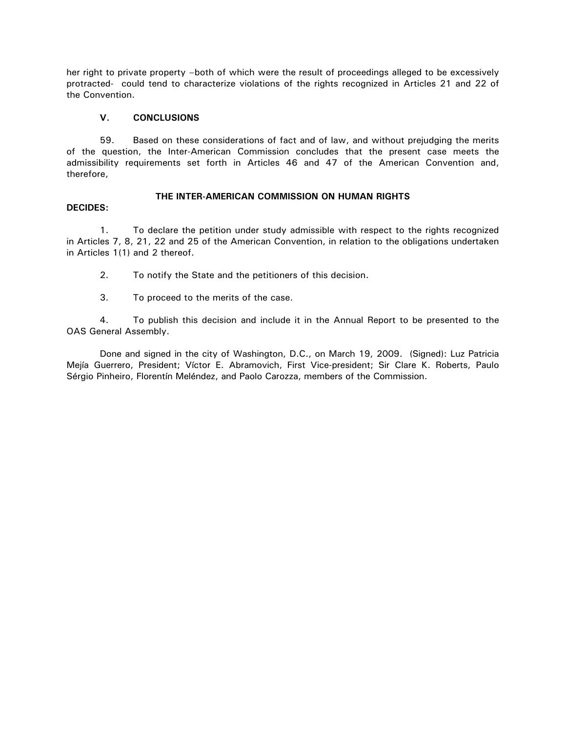her right to private property –both of which were the result of proceedings alleged to be excessively protracted- could tend to characterize violations of the rights recognized in Articles 21 and 22 of the Convention.

## V. CONCLUSIONS

59. Based on these considerations of fact and of law, and without prejudging the merits of the question, the Inter-American Commission concludes that the present case meets the admissibility requirements set forth in Articles 46 and 47 of the American Convention and, therefore,

**THE INTER-AMERICAN COMMISSION ON HUMAN RIGHTS**

**DECIDES:**

1. To declare the petition under study admissible with respect to the rights recognized in Articles 7, 8, 21, 22 and 25 of the American Convention, in relation to the obligations undertaken in Articles 1(1) and 2 thereof.

2. To notify the State and the petitioners of this decision.

3. To proceed to the merits of the case.

4. To publish this decision and include it in the Annual Report to be presented to the OAS General Assembly.

Done and signed in the city of Washington, D.C., on March 19, 2009. (Signed): Luz Patricia Mejía Guerrero, President; Víctor E. Abramovich, First Vice-president; Sir Clare K. Roberts, Paulo Sérgio Pinheiro, Florentín Meléndez, and Paolo Carozza, members of the Commission.